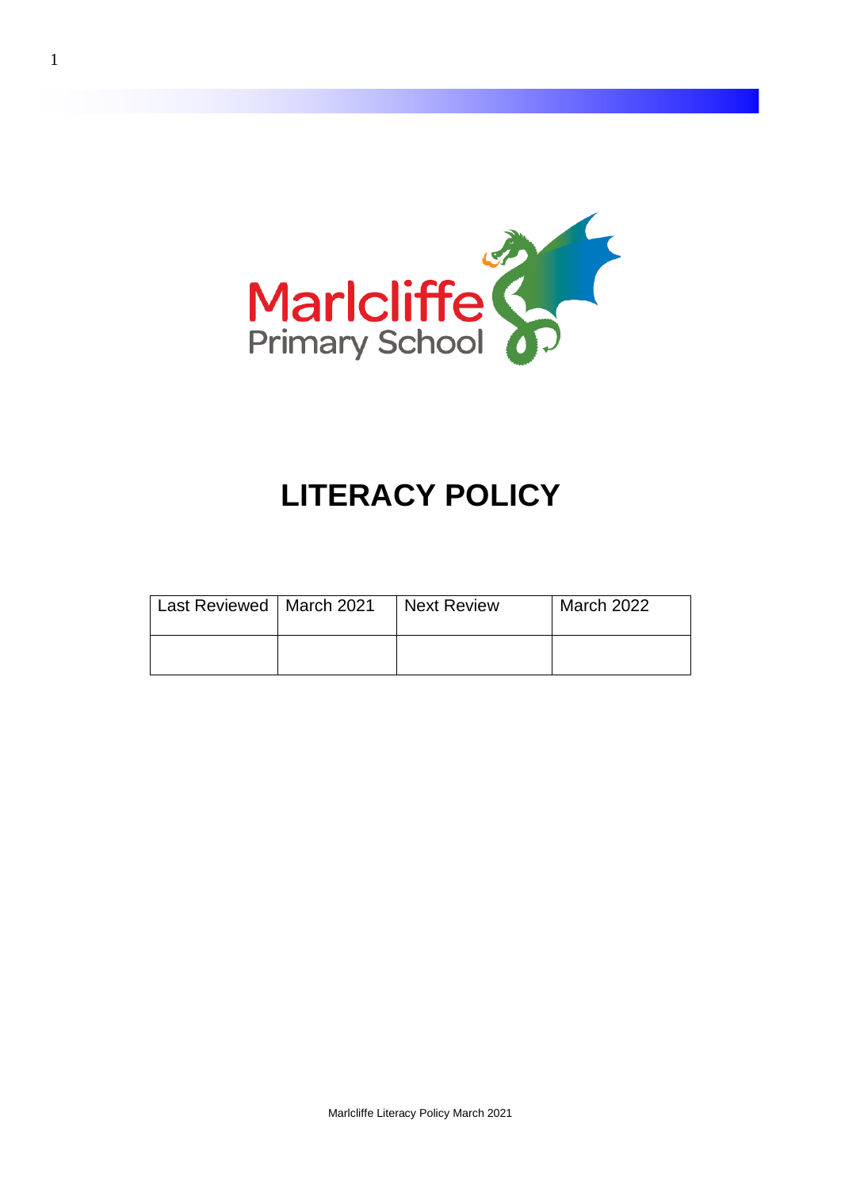Marlcliffe Primary School

# LITERACY POLICY

| Last Reviewed | March 2021 | Next Review | March 2022 |
|---|---|---|---|
| | | | |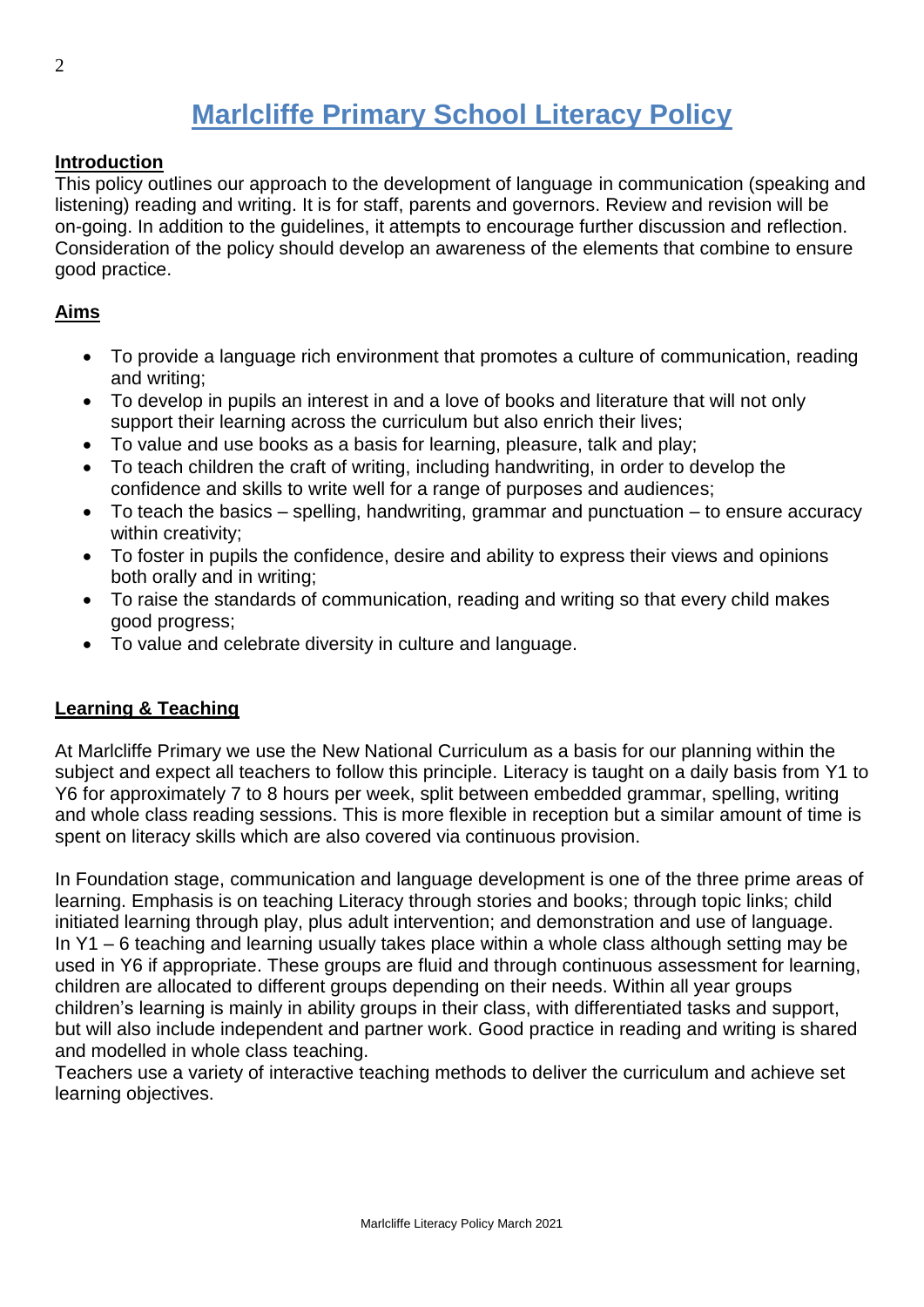# Marlcliffe Primary School Literacy Policy

## Introduction

This policy outlines our approach to the development of language in communication (speaking and listening) reading and writing. It is for staff, parents and governors. Review and revision will be on-going. In addition to the guidelines, it attempts to encourage further discussion and reflection. Consideration of the policy should develop an awareness of the elements that combine to ensure good practice.

## Aims

- To provide a language rich environment that promotes a culture of communication, reading and writing;
- To develop in pupils an interest in and a love of books and literature that will not only support their learning across the curriculum but also enrich their lives;
- To value and use books as a basis for learning, pleasure, talk and play;
- To teach children the craft of writing, including handwriting, in order to develop the confidence and skills to write well for a range of purposes and audiences;
- To teach the basics – spelling, handwriting, grammar and punctuation – to ensure accuracy within creativity;
- To foster in pupils the confidence, desire and ability to express their views and opinions both orally and in writing;
- To raise the standards of communication, reading and writing so that every child makes good progress;
- To value and celebrate diversity in culture and language.

## Learning & Teaching

At Marlcliffe Primary we use the New National Curriculum as a basis for our planning within the subject and expect all teachers to follow this principle. Literacy is taught on a daily basis from Y1 to Y6 for approximately 7 to 8 hours per week, split between embedded grammar, spelling, writing and whole class reading sessions. This is more flexible in reception but a similar amount of time is spent on literacy skills which are also covered via continuous provision.

In Foundation stage, communication and language development is one of the three prime areas of learning. Emphasis is on teaching Literacy through stories and books; through topic links; child initiated learning through play, plus adult intervention; and demonstration and use of language. In Y1 – 6 teaching and learning usually takes place within a whole class although setting may be used in Y6 if appropriate. These groups are fluid and through continuous assessment for learning, children are allocated to different groups depending on their needs. Within all year groups children's learning is mainly in ability groups in their class, with differentiated tasks and support, but will also include independent and partner work. Good practice in reading and writing is shared and modelled in whole class teaching.

Teachers use a variety of interactive teaching methods to deliver the curriculum and achieve set learning objectives.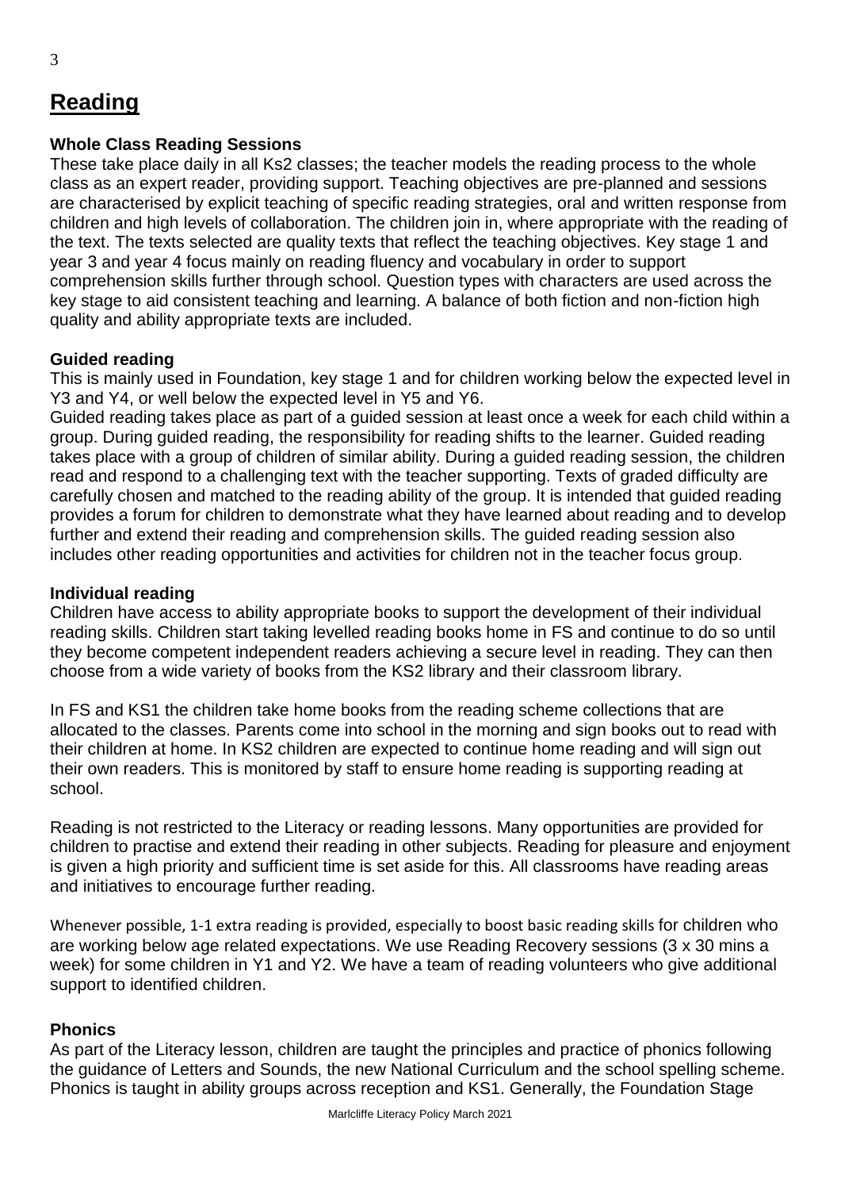# Reading

### Whole Class Reading Sessions

These take place daily in all Ks2 classes; the teacher models the reading process to the whole class as an expert reader, providing support. Teaching objectives are pre-planned and sessions are characterised by explicit teaching of specific reading strategies, oral and written response from children and high levels of collaboration. The children join in, where appropriate with the reading of the text. The texts selected are quality texts that reflect the teaching objectives. Key stage 1 and year 3 and year 4 focus mainly on reading fluency and vocabulary in order to support comprehension skills further through school. Question types with characters are used across the key stage to aid consistent teaching and learning. A balance of both fiction and non-fiction high quality and ability appropriate texts are included.

### Guided reading

This is mainly used in Foundation, key stage 1 and for children working below the expected level in Y3 and Y4, or well below the expected level in Y5 and Y6.

Guided reading takes place as part of a guided session at least once a week for each child within a group. During guided reading, the responsibility for reading shifts to the learner. Guided reading takes place with a group of children of similar ability. During a guided reading session, the children read and respond to a challenging text with the teacher supporting. Texts of graded difficulty are carefully chosen and matched to the reading ability of the group. It is intended that guided reading provides a forum for children to demonstrate what they have learned about reading and to develop further and extend their reading and comprehension skills. The guided reading session also includes other reading opportunities and activities for children not in the teacher focus group.

### Individual reading

Children have access to ability appropriate books to support the development of their individual reading skills. Children start taking levelled reading books home in FS and continue to do so until they become competent independent readers achieving a secure level in reading. They can then choose from a wide variety of books from the KS2 library and their classroom library.

In FS and KS1 the children take home books from the reading scheme collections that are allocated to the classes. Parents come into school in the morning and sign books out to read with their children at home. In KS2 children are expected to continue home reading and will sign out their own readers. This is monitored by staff to ensure home reading is supporting reading at school.

Reading is not restricted to the Literacy or reading lessons. Many opportunities are provided for children to practise and extend their reading in other subjects. Reading for pleasure and enjoyment is given a high priority and sufficient time is set aside for this. All classrooms have reading areas and initiatives to encourage further reading.

Whenever possible, 1-1 extra reading is provided, especially to boost basic reading skills for children who are working below age related expectations. We use Reading Recovery sessions (3 x 30 mins a week) for some children in Y1 and Y2. We have a team of reading volunteers who give additional support to identified children.

### Phonics

As part of the Literacy lesson, children are taught the principles and practice of phonics following the guidance of Letters and Sounds, the new National Curriculum and the school spelling scheme. Phonics is taught in ability groups across reception and KS1. Generally, the Foundation Stage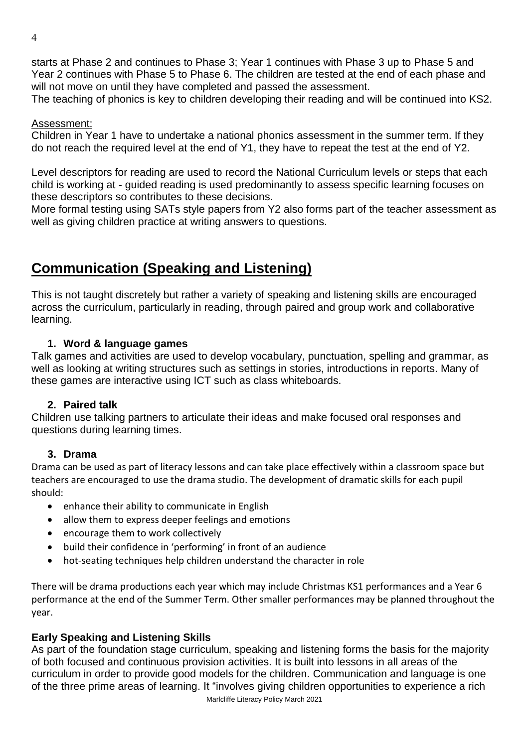starts at Phase 2 and continues to Phase 3; Year 1 continues with Phase 3 up to Phase 5 and Year 2 continues with Phase 5 to Phase 6. The children are tested at the end of each phase and will not move on until they have completed and passed the assessment.
The teaching of phonics is key to children developing their reading and will be continued into KS2.

Assessment:
Children in Year 1 have to undertake a national phonics assessment in the summer term. If they do not reach the required level at the end of Y1, they have to repeat the test at the end of Y2.

Level descriptors for reading are used to record the National Curriculum levels or steps that each child is working at - guided reading is used predominantly to assess specific learning focuses on these descriptors so contributes to these decisions.
More formal testing using SATs style papers from Y2 also forms part of the teacher assessment as well as giving children practice at writing answers to questions.

## Communication (Speaking and Listening)

This is not taught discretely but rather a variety of speaking and listening skills are encouraged across the curriculum, particularly in reading, through paired and group work and collaborative learning.

1. **Word & language games**

Talk games and activities are used to develop vocabulary, punctuation, spelling and grammar, as well as looking at writing structures such as settings in stories, introductions in reports. Many of these games are interactive using ICT such as class whiteboards.

2. **Paired talk**

Children use talking partners to articulate their ideas and make focused oral responses and questions during learning times.

3. **Drama**

Drama can be used as part of literacy lessons and can take place effectively within a classroom space but teachers are encouraged to use the drama studio. The development of dramatic skills for each pupil should:

- enhance their ability to communicate in English
- allow them to express deeper feelings and emotions
- encourage them to work collectively
- build their confidence in 'performing' in front of an audience
- hot-seating techniques help children understand the character in role

There will be drama productions each year which may include Christmas KS1 performances and a Year 6 performance at the end of the Summer Term. Other smaller performances may be planned throughout the year.

**Early Speaking and Listening Skills**

As part of the foundation stage curriculum, speaking and listening forms the basis for the majority of both focused and continuous provision activities. It is built into lessons in all areas of the curriculum in order to provide good models for the children. Communication and language is one of the three prime areas of learning. It "involves giving children opportunities to experience a rich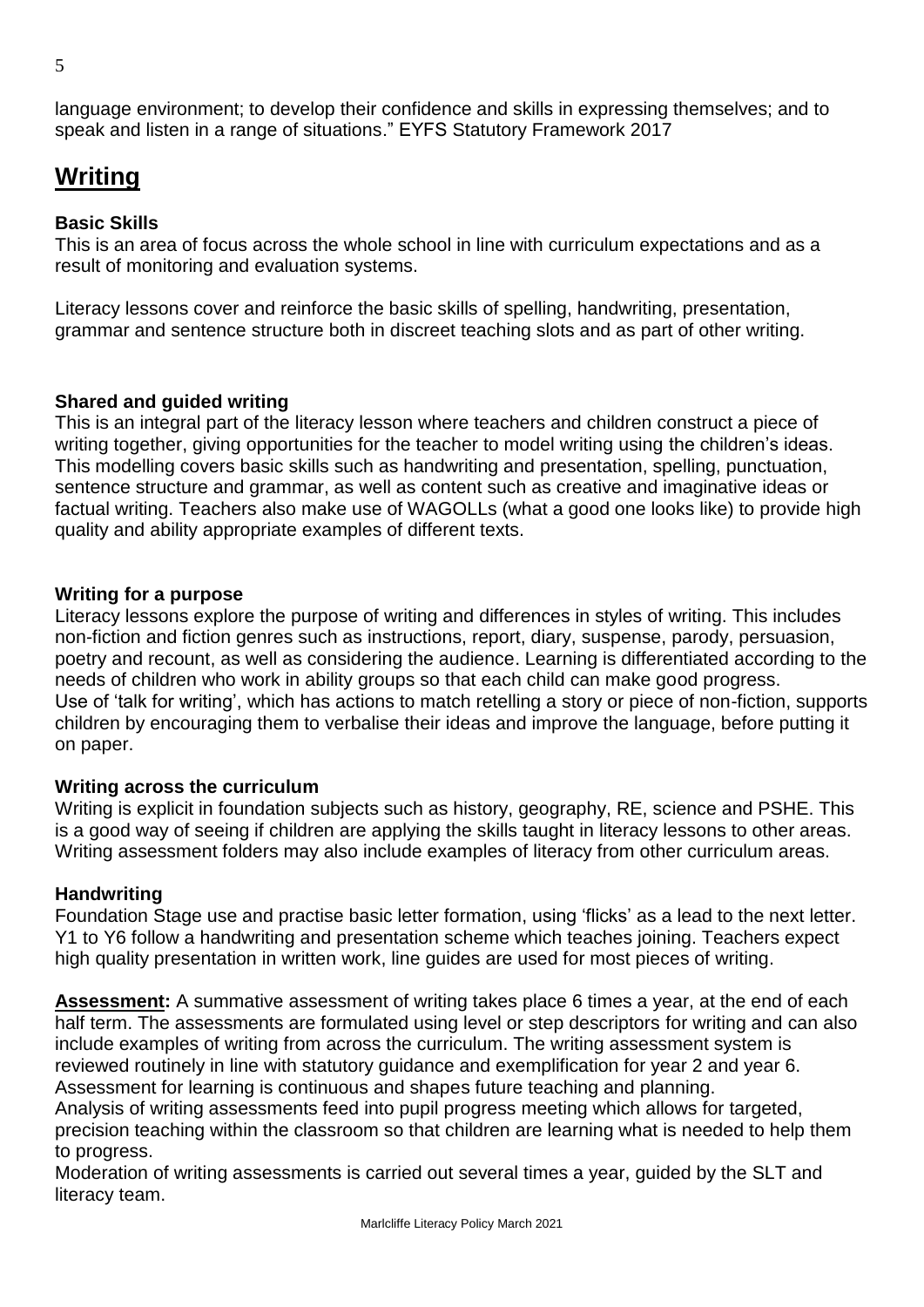language environment; to develop their confidence and skills in expressing themselves; and to speak and listen in a range of situations." EYFS Statutory Framework 2017

# Writing

### Basic Skills

This is an area of focus across the whole school in line with curriculum expectations and as a result of monitoring and evaluation systems.

Literacy lessons cover and reinforce the basic skills of spelling, handwriting, presentation, grammar and sentence structure both in discreet teaching slots and as part of other writing.

### Shared and guided writing

This is an integral part of the literacy lesson where teachers and children construct a piece of writing together, giving opportunities for the teacher to model writing using the children's ideas. This modelling covers basic skills such as handwriting and presentation, spelling, punctuation, sentence structure and grammar, as well as content such as creative and imaginative ideas or factual writing. Teachers also make use of WAGOLLs (what a good one looks like) to provide high quality and ability appropriate examples of different texts.

### Writing for a purpose

Literacy lessons explore the purpose of writing and differences in styles of writing. This includes non-fiction and fiction genres such as instructions, report, diary, suspense, parody, persuasion, poetry and recount, as well as considering the audience. Learning is differentiated according to the needs of children who work in ability groups so that each child can make good progress.
Use of 'talk for writing', which has actions to match retelling a story or piece of non-fiction, supports children by encouraging them to verbalise their ideas and improve the language, before putting it on paper.

### Writing across the curriculum

Writing is explicit in foundation subjects such as history, geography, RE, science and PSHE. This is a good way of seeing if children are applying the skills taught in literacy lessons to other areas. Writing assessment folders may also include examples of literacy from other curriculum areas.

### Handwriting

Foundation Stage use and practise basic letter formation, using 'flicks' as a lead to the next letter. Y1 to Y6 follow a handwriting and presentation scheme which teaches joining. Teachers expect high quality presentation in written work, line guides are used for most pieces of writing.

**Assessment:** A summative assessment of writing takes place 6 times a year, at the end of each half term. The assessments are formulated using level or step descriptors for writing and can also include examples of writing from across the curriculum. The writing assessment system is reviewed routinely in line with statutory guidance and exemplification for year 2 and year 6.
Assessment for learning is continuous and shapes future teaching and planning.
Analysis of writing assessments feed into pupil progress meeting which allows for targeted, precision teaching within the classroom so that children are learning what is needed to help them to progress.
Moderation of writing assessments is carried out several times a year, guided by the SLT and literacy team.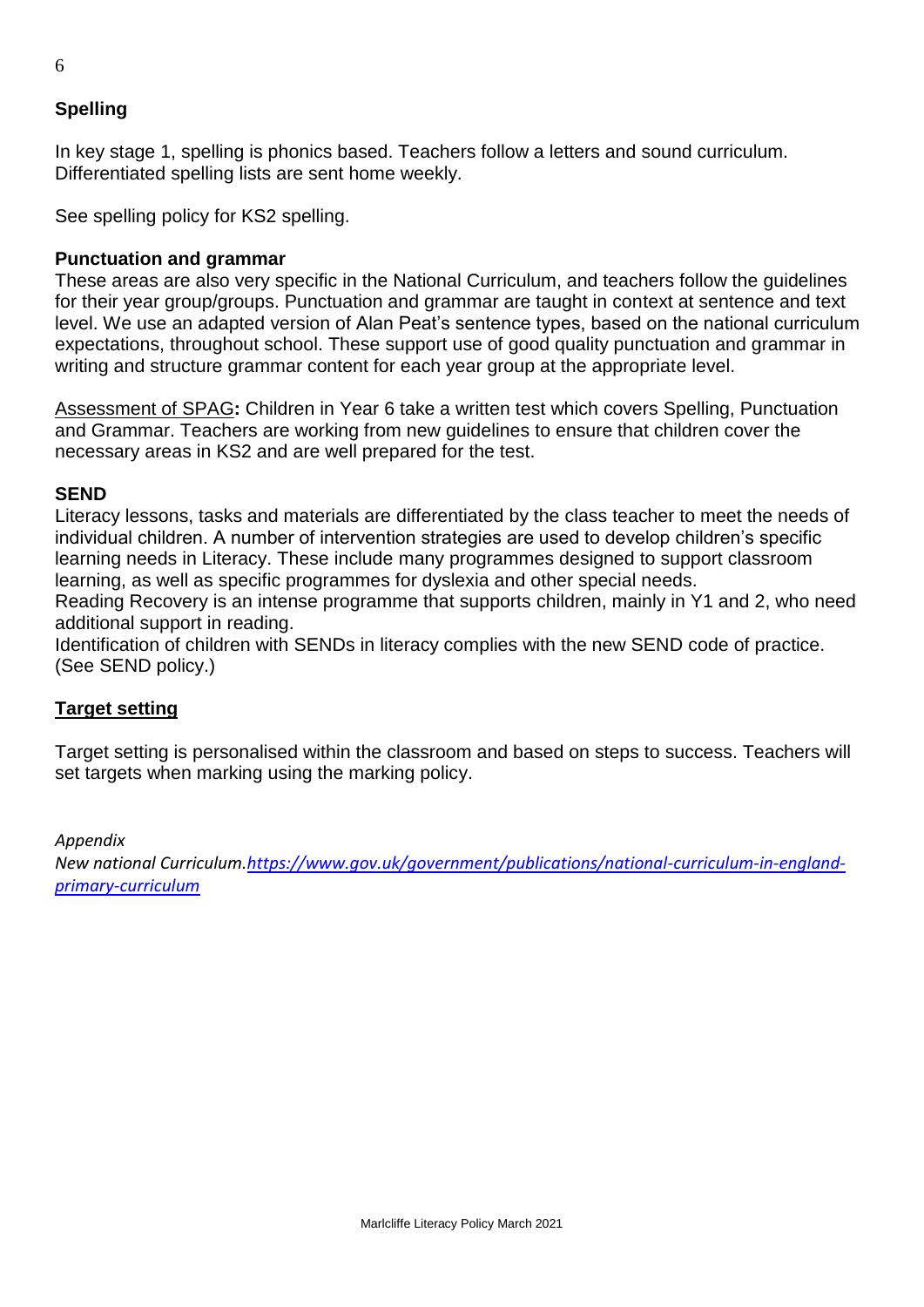## Spelling

In key stage 1, spelling is phonics based. Teachers follow a letters and sound curriculum. Differentiated spelling lists are sent home weekly.

See spelling policy for KS2 spelling.

### Punctuation and grammar

These areas are also very specific in the National Curriculum, and teachers follow the guidelines for their year group/groups. Punctuation and grammar are taught in context at sentence and text level. We use an adapted version of Alan Peat's sentence types, based on the national curriculum expectations, throughout school. These support use of good quality punctuation and grammar in writing and structure grammar content for each year group at the appropriate level.

Assessment of SPAG**:** Children in Year 6 take a written test which covers Spelling, Punctuation and Grammar. Teachers are working from new guidelines to ensure that children cover the necessary areas in KS2 and are well prepared for the test.

## SEND

Literacy lessons, tasks and materials are differentiated by the class teacher to meet the needs of individual children. A number of intervention strategies are used to develop children's specific learning needs in Literacy. These include many programmes designed to support classroom learning, as well as specific programmes for dyslexia and other special needs.
Reading Recovery is an intense programme that supports children, mainly in Y1 and 2, who need additional support in reading.
Identification of children with SENDs in literacy complies with the new SEND code of practice. (See SEND policy.)

## Target setting

Target setting is personalised within the classroom and based on steps to success. Teachers will set targets when marking using the marking policy.

*Appendix*
*New national Curriculum.[https://www.gov.uk/government/publications/national-curriculum-in-england-primary-curriculum](https://www.gov.uk/government/publications/national-curriculum-in-england-primary-curriculum)*